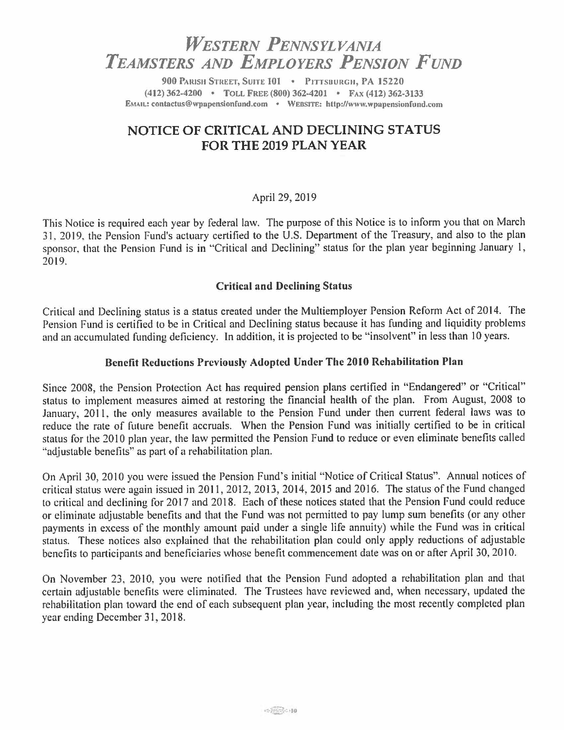# *Western Pennsylvania Teamsters and Employers Pension Fund*

900 Parish Street, Suite 101 • Pittsburgh, PA 15220
(412) 362-4200 • Toll Free (800) 362-4201 • Fax (412) 362-3133
Email: contactus@wpapensionfund.com • Website: http://www.wpapensionfund.com

## NOTICE OF CRITICAL AND DECLINING STATUS FOR THE 2019 PLAN YEAR

April 29, 2019

This Notice is required each year by federal law. The purpose of this Notice is to inform you that on March 31, 2019, the Pension Fund's actuary certified to the U.S. Department of the Treasury, and also to the plan sponsor, that the Pension Fund is in "Critical and Declining" status for the plan year beginning January 1, 2019.

### Critical and Declining Status

Critical and Declining status is a status created under the Multiemployer Pension Reform Act of 2014. The Pension Fund is certified to be in Critical and Declining status because it has funding and liquidity problems and an accumulated funding deficiency. In addition, it is projected to be "insolvent" in less than 10 years.

### Benefit Reductions Previously Adopted Under The 2010 Rehabilitation Plan

Since 2008, the Pension Protection Act has required pension plans certified in "Endangered" or "Critical" status to implement measures aimed at restoring the financial health of the plan. From August, 2008 to January, 2011, the only measures available to the Pension Fund under then current federal laws was to reduce the rate of future benefit accruals. When the Pension Fund was initially certified to be in critical status for the 2010 plan year, the law permitted the Pension Fund to reduce or even eliminate benefits called "adjustable benefits" as part of a rehabilitation plan.

On April 30, 2010 you were issued the Pension Fund's initial "Notice of Critical Status". Annual notices of critical status were again issued in 2011, 2012, 2013, 2014, 2015 and 2016. The status of the Fund changed to critical and declining for 2017 and 2018. Each of these notices stated that the Pension Fund could reduce or eliminate adjustable benefits and that the Fund was not permitted to pay lump sum benefits (or any other payments in excess of the monthly amount paid under a single life annuity) while the Fund was in critical status. These notices also explained that the rehabilitation plan could only apply reductions of adjustable benefits to participants and beneficiaries whose benefit commencement date was on or after April 30, 2010.

On November 23, 2010, you were notified that the Pension Fund adopted a rehabilitation plan and that certain adjustable benefits were eliminated. The Trustees have reviewed and, when necessary, updated the rehabilitation plan toward the end of each subsequent plan year, including the most recently completed plan year ending December 31, 2018.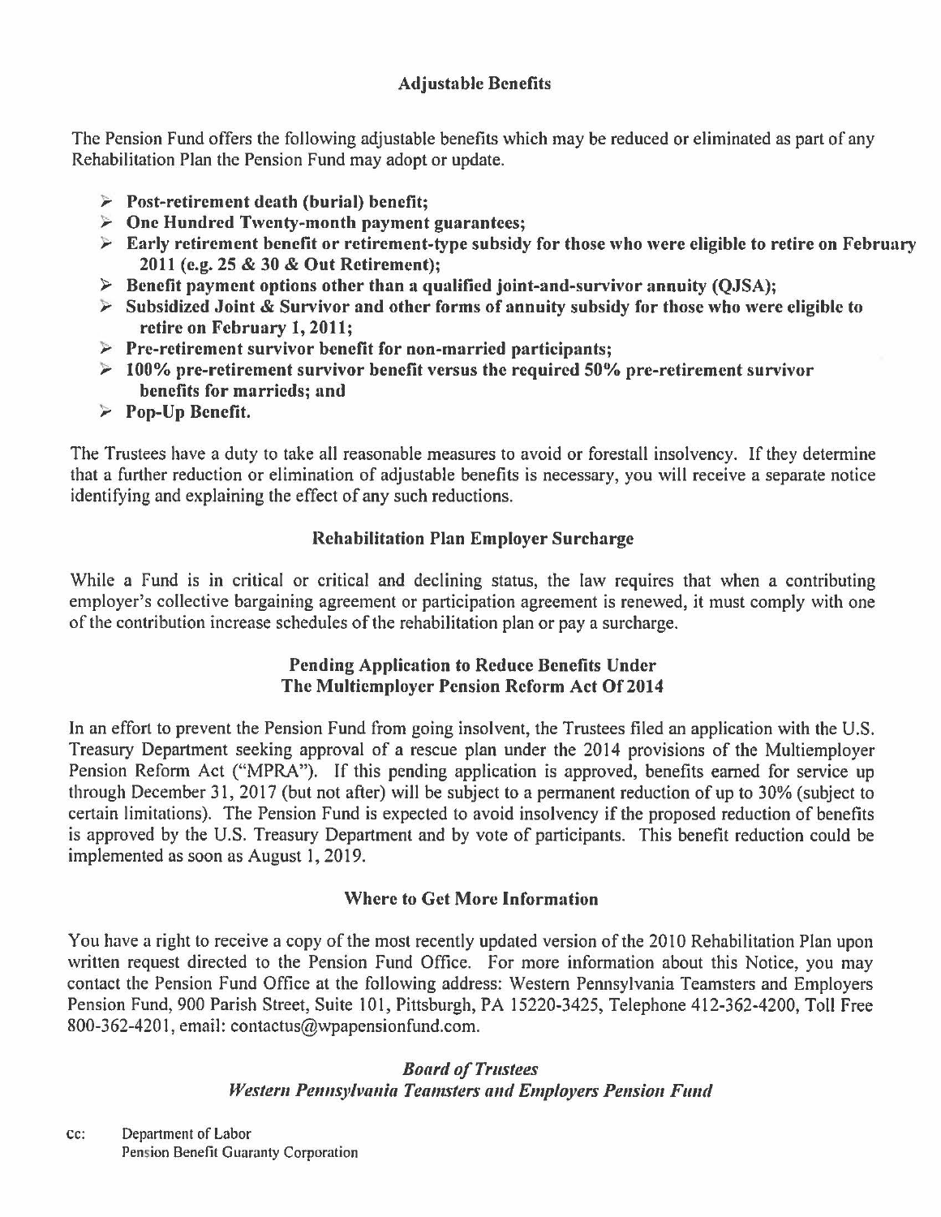## Adjustable Benefits

The Pension Fund offers the following adjustable benefits which may be reduced or eliminated as part of any Rehabilitation Plan the Pension Fund may adopt or update.

- **Post-retirement death (burial) benefit;**
- **One Hundred Twenty-month payment guarantees;**
- **Early retirement benefit or retirement-type subsidy for those who were eligible to retire on February 2011 (e.g. 25 & 30 & Out Retirement);**
- **Benefit payment options other than a qualified joint-and-survivor annuity (QJSA);**
- **Subsidized Joint & Survivor and other forms of annuity subsidy for those who were eligible to retire on February 1, 2011;**
- **Pre-retirement survivor benefit for non-married participants;**
- **100% pre-retirement survivor benefit versus the required 50% pre-retirement survivor benefits for marrieds; and**
- **Pop-Up Benefit.**

The Trustees have a duty to take all reasonable measures to avoid or forestall insolvency. If they determine that a further reduction or elimination of adjustable benefits is necessary, you will receive a separate notice identifying and explaining the effect of any such reductions.

## Rehabilitation Plan Employer Surcharge

While a Fund is in critical or critical and declining status, the law requires that when a contributing employer's collective bargaining agreement or participation agreement is renewed, it must comply with one of the contribution increase schedules of the rehabilitation plan or pay a surcharge.

## Pending Application to Reduce Benefits Under The Multiemployer Pension Reform Act Of 2014

In an effort to prevent the Pension Fund from going insolvent, the Trustees filed an application with the U.S. Treasury Department seeking approval of a rescue plan under the 2014 provisions of the Multiemployer Pension Reform Act ("MPRA"). If this pending application is approved, benefits earned for service up through December 31, 2017 (but not after) will be subject to a permanent reduction of up to 30% (subject to certain limitations). The Pension Fund is expected to avoid insolvency if the proposed reduction of benefits is approved by the U.S. Treasury Department and by vote of participants. This benefit reduction could be implemented as soon as August 1, 2019.

## Where to Get More Information

You have a right to receive a copy of the most recently updated version of the 2010 Rehabilitation Plan upon written request directed to the Pension Fund Office. For more information about this Notice, you may contact the Pension Fund Office at the following address: Western Pennsylvania Teamsters and Employers Pension Fund, 900 Parish Street, Suite 101, Pittsburgh, PA 15220-3425, Telephone 412-362-4200, Toll Free 800-362-4201, email: contactus@wpapensionfund.com.

***Board of Trustees***
***Western Pennsylvania Teamsters and Employers Pension Fund***

cc: Department of Labor
Pension Benefit Guaranty Corporation